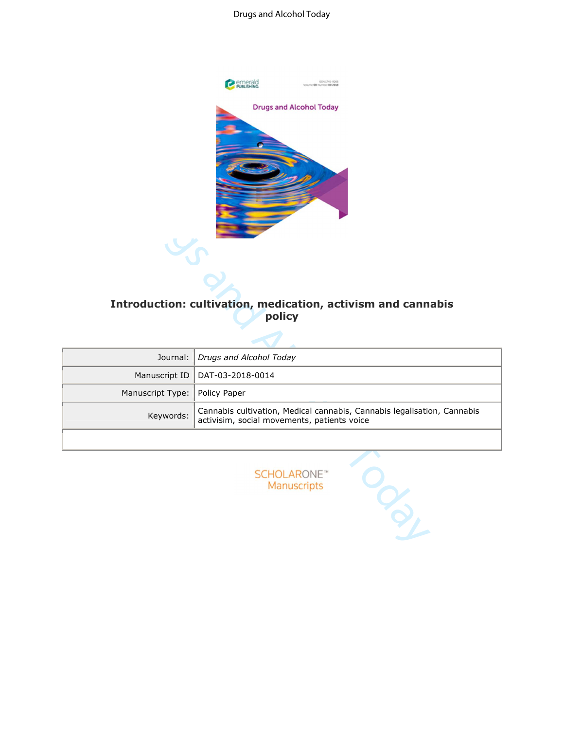# Introduction: cultivation, medication, activism and cannabis policy

| | |
|---|---|
| Journal: | *Drugs and Alcohol Today* |
| Manuscript ID | DAT-03-2018-0014 |
| Manuscript Type: | Policy Paper |
| Keywords: | Cannabis cultivation, Medical cannabis, Cannabis legalisation, Cannabis activisim, social movements, patients voice |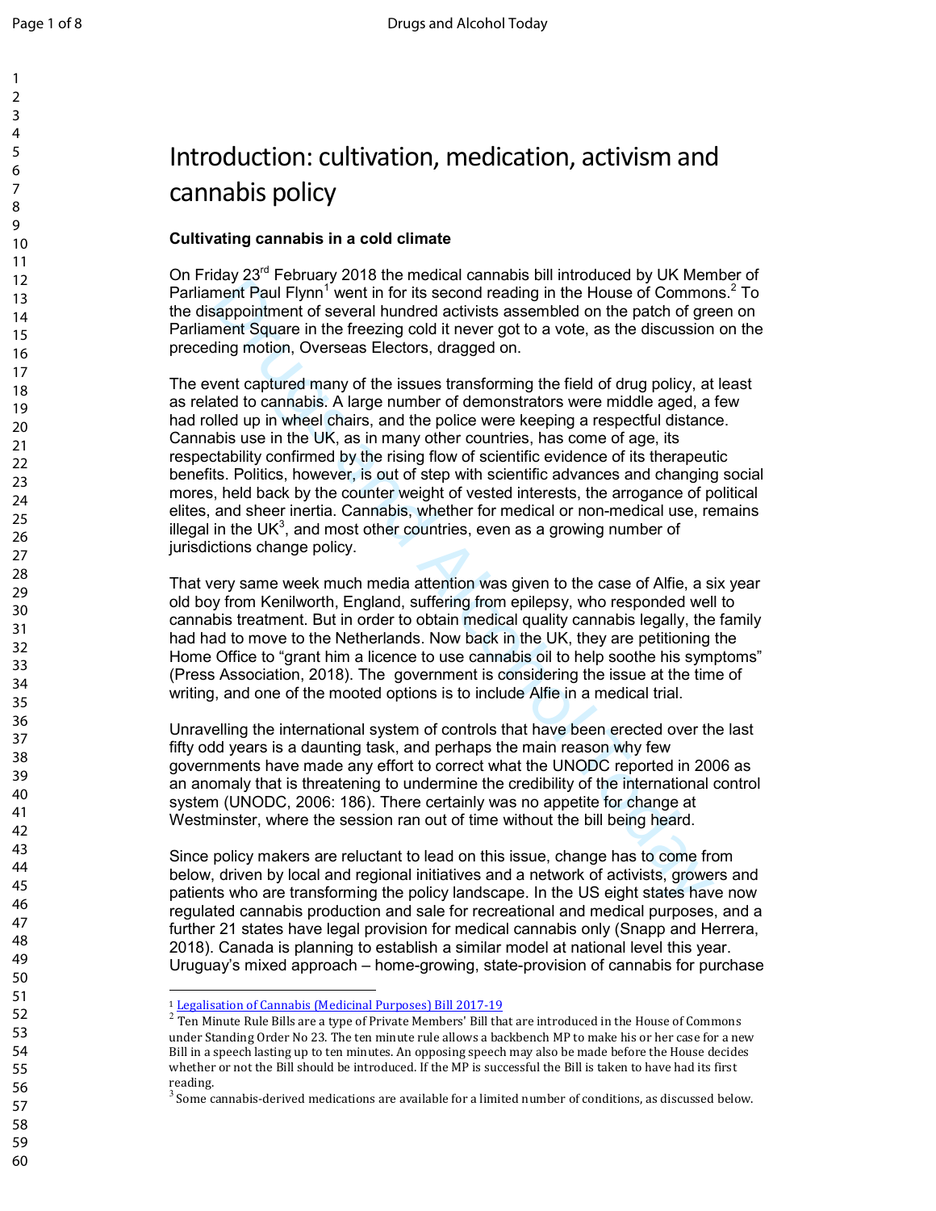# Introduction: cultivation, medication, activism and cannabis policy

**Cultivating cannabis in a cold climate**

On Friday 23rd February 2018 the medical cannabis bill introduced by UK Member of Parliament Paul Flynn[1] went in for its second reading in the House of Commons.[2] To the disappointment of several hundred activists assembled on the patch of green on Parliament Square in the freezing cold it never got to a vote, as the discussion on the preceding motion, Overseas Electors, dragged on.

The event captured many of the issues transforming the field of drug policy, at least as related to cannabis. A large number of demonstrators were middle aged, a few had rolled up in wheel chairs, and the police were keeping a respectful distance. Cannabis use in the UK, as in many other countries, has come of age, its respectability confirmed by the rising flow of scientific evidence of its therapeutic benefits. Politics, however, is out of step with scientific advances and changing social mores, held back by the counter weight of vested interests, the arrogance of political elites, and sheer inertia. Cannabis, whether for medical or non-medical use, remains illegal in the UK[3], and most other countries, even as a growing number of jurisdictions change policy.

That very same week much media attention was given to the case of Alfie, a six year old boy from Kenilworth, England, suffering from epilepsy, who responded well to cannabis treatment. But in order to obtain medical quality cannabis legally, the family had had to move to the Netherlands. Now back in the UK, they are petitioning the Home Office to "grant him a licence to use cannabis oil to help soothe his symptoms" (Press Association, 2018). The government is considering the issue at the time of writing, and one of the mooted options is to include Alfie in a medical trial.

Unravelling the international system of controls that have been erected over the last fifty odd years is a daunting task, and perhaps the main reason why few governments have made any effort to correct what the UNODC reported in 2006 as an anomaly that is threatening to undermine the credibility of the international control system (UNODC, 2006: 186). There certainly was no appetite for change at Westminster, where the session ran out of time without the bill being heard.

Since policy makers are reluctant to lead on this issue, change has to come from below, driven by local and regional initiatives and a network of activists, growers and patients who are transforming the policy landscape. In the US eight states have now regulated cannabis production and sale for recreational and medical purposes, and a further 21 states have legal provision for medical cannabis only (Snapp and Herrera, 2018). Canada is planning to establish a similar model at national level this year. Uruguay's mixed approach – home-growing, state-provision of cannabis for purchase

---

[1] Legalisation of Cannabis (Medicinal Purposes) Bill 2017-19

[2] Ten Minute Rule Bills are a type of Private Members' Bill that are introduced in the House of Commons under Standing Order No 23. The ten minute rule allows a backbench MP to make his or her case for a new Bill in a speech lasting up to ten minutes. An opposing speech may also be made before the House decides whether or not the Bill should be introduced. If the MP is successful the Bill is taken to have had its first reading.

[3] Some cannabis-derived medications are available for a limited number of conditions, as discussed below.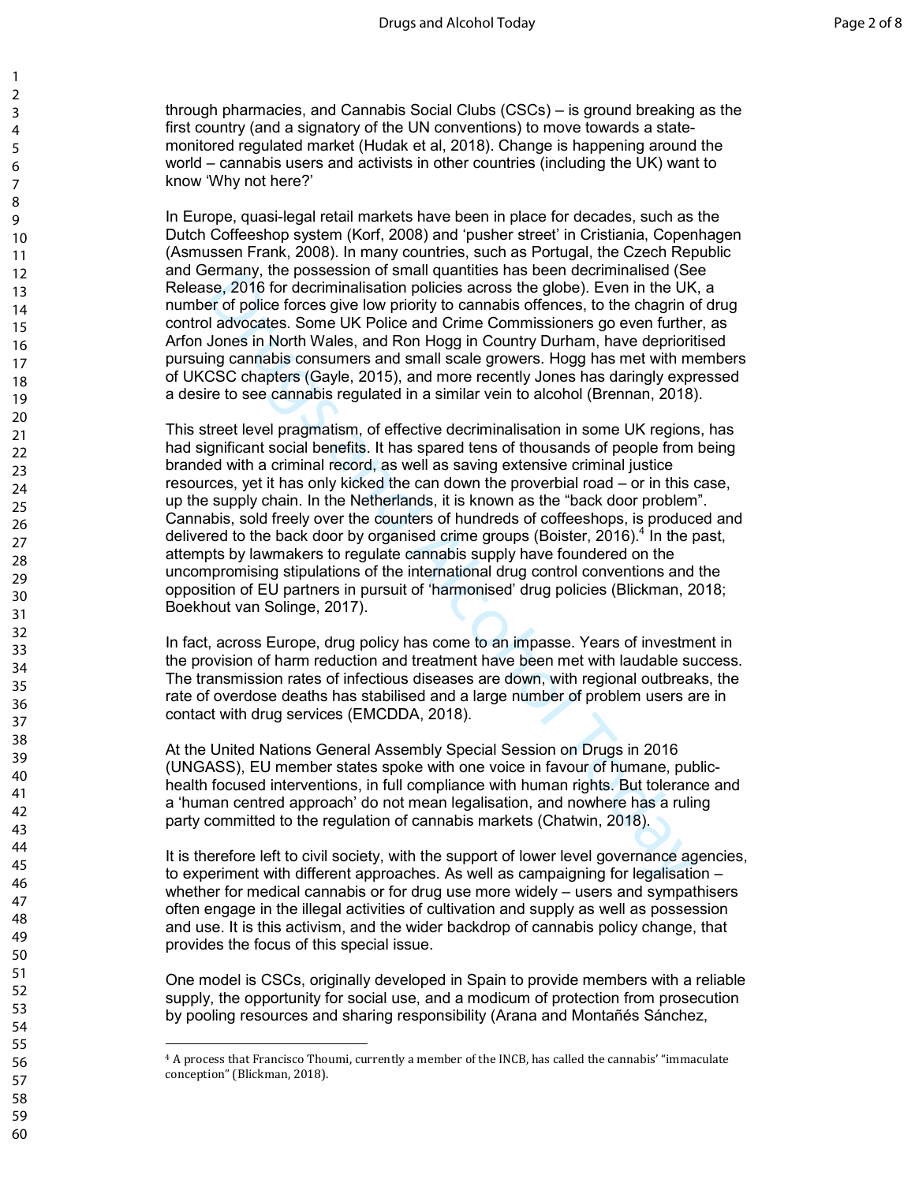through pharmacies, and Cannabis Social Clubs (CSCs) – is ground breaking as the first country (and a signatory of the UN conventions) to move towards a state-monitored regulated market (Hudak et al, 2018). Change is happening around the world – cannabis users and activists in other countries (including the UK) want to know 'Why not here?'

In Europe, quasi-legal retail markets have been in place for decades, such as the Dutch Coffeeshop system (Korf, 2008) and 'pusher street' in Cristiania, Copenhagen (Asmussen Frank, 2008). In many countries, such as Portugal, the Czech Republic and Germany, the possession of small quantities has been decriminalised (See Release, 2016 for decriminalisation policies across the globe). Even in the UK, a number of police forces give low priority to cannabis offences, to the chagrin of drug control advocates. Some UK Police and Crime Commissioners go even further, as Arfon Jones in North Wales, and Ron Hogg in Country Durham, have deprioritised pursuing cannabis consumers and small scale growers. Hogg has met with members of UKCSC chapters (Gayle, 2015), and more recently Jones has daringly expressed a desire to see cannabis regulated in a similar vein to alcohol (Brennan, 2018).

This street level pragmatism, of effective decriminalisation in some UK regions, has had significant social benefits. It has spared tens of thousands of people from being branded with a criminal record, as well as saving extensive criminal justice resources, yet it has only kicked the can down the proverbial road – or in this case, up the supply chain. In the Netherlands, it is known as the "back door problem". Cannabis, sold freely over the counters of hundreds of coffeeshops, is produced and delivered to the back door by organised crime groups (Boister, 2016).[4] In the past, attempts by lawmakers to regulate cannabis supply have foundered on the uncompromising stipulations of the international drug control conventions and the opposition of EU partners in pursuit of 'harmonised' drug policies (Blickman, 2018; Boekhout van Solinge, 2017).

In fact, across Europe, drug policy has come to an impasse. Years of investment in the provision of harm reduction and treatment have been met with laudable success. The transmission rates of infectious diseases are down, with regional outbreaks, the rate of overdose deaths has stabilised and a large number of problem users are in contact with drug services (EMCDDA, 2018).

At the United Nations General Assembly Special Session on Drugs in 2016 (UNGASS), EU member states spoke with one voice in favour of humane, public-health focused interventions, in full compliance with human rights. But tolerance and a 'human centred approach' do not mean legalisation, and nowhere has a ruling party committed to the regulation of cannabis markets (Chatwin, 2018).

It is therefore left to civil society, with the support of lower level governance agencies, to experiment with different approaches. As well as campaigning for legalisation – whether for medical cannabis or for drug use more widely – users and sympathisers often engage in the illegal activities of cultivation and supply as well as possession and use. It is this activism, and the wider backdrop of cannabis policy change, that provides the focus of this special issue.

One model is CSCs, originally developed in Spain to provide members with a reliable supply, the opportunity for social use, and a modicum of protection from prosecution by pooling resources and sharing responsibility (Arana and Montañés Sánchez,

[4] A process that Francisco Thoumi, currently a member of the INCB, has called the cannabis' "immaculate conception" (Blickman, 2018).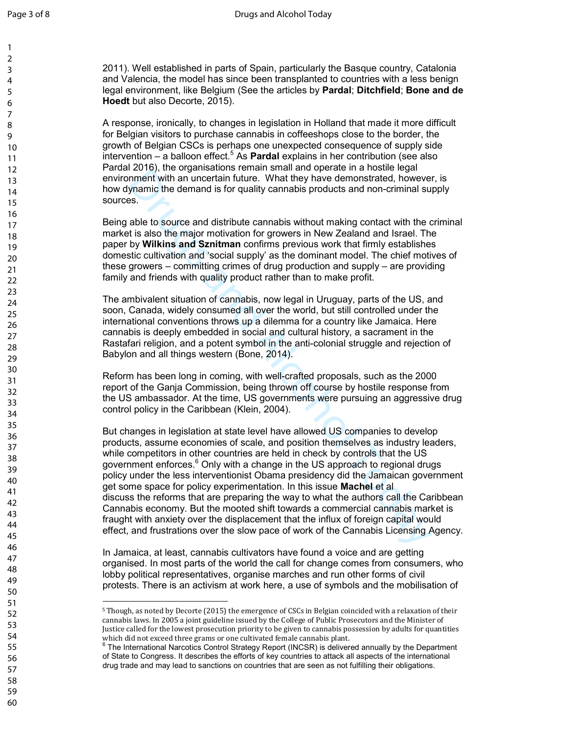2011). Well established in parts of Spain, particularly the Basque country, Catalonia and Valencia, the model has since been transplanted to countries with a less benign legal environment, like Belgium (See the articles by **Pardal**; **Ditchfield**; **Bone and de Hoedt** but also Decorte, 2015).

A response, ironically, to changes in legislation in Holland that made it more difficult for Belgian visitors to purchase cannabis in coffeeshops close to the border, the growth of Belgian CSCs is perhaps one unexpected consequence of supply side intervention – a balloon effect.[5] As **Pardal** explains in her contribution (see also Pardal 2016), the organisations remain small and operate in a hostile legal environment with an uncertain future. What they have demonstrated, however, is how dynamic the demand is for quality cannabis products and non-criminal supply sources.

Being able to source and distribute cannabis without making contact with the criminal market is also the major motivation for growers in New Zealand and Israel. The paper by **Wilkins and Sznitman** confirms previous work that firmly establishes domestic cultivation and 'social supply' as the dominant model. The chief motives of these growers – committing crimes of drug production and supply – are providing family and friends with quality product rather than to make profit.

The ambivalent situation of cannabis, now legal in Uruguay, parts of the US, and soon, Canada, widely consumed all over the world, but still controlled under the international conventions throws up a dilemma for a country like Jamaica. Here cannabis is deeply embedded in social and cultural history, a sacrament in the Rastafari religion, and a potent symbol in the anti-colonial struggle and rejection of Babylon and all things western (Bone, 2014).

Reform has been long in coming, with well-crafted proposals, such as the 2000 report of the Ganja Commission, being thrown off course by hostile response from the US ambassador. At the time, US governments were pursuing an aggressive drug control policy in the Caribbean (Klein, 2004).

But changes in legislation at state level have allowed US companies to develop products, assume economies of scale, and position themselves as industry leaders, while competitors in other countries are held in check by controls that the US government enforces.[6] Only with a change in the US approach to regional drugs policy under the less interventionist Obama presidency did the Jamaican government get some space for policy experimentation. In this issue **Machel** et al discuss the reforms that are preparing the way to what the authors call the Caribbean Cannabis economy. But the mooted shift towards a commercial cannabis market is fraught with anxiety over the displacement that the influx of foreign capital would effect, and frustrations over the slow pace of work of the Cannabis Licensing Agency.

In Jamaica, at least, cannabis cultivators have found a voice and are getting organised. In most parts of the world the call for change comes from consumers, who lobby political representatives, organise marches and run other forms of civil protests. There is an activism at work here, a use of symbols and the mobilisation of

---

[5] Though, as noted by Decorte (2015) the emergence of CSCs in Belgian coincided with a relaxation of their cannabis laws. In 2005 a joint guideline issued by the College of Public Prosecutors and the Minister of Justice called for the lowest prosecution priority to be given to cannabis possession by adults for quantities which did not exceed three grams or one cultivated female cannabis plant.

[6] The International Narcotics Control Strategy Report (INCSR) is delivered annually by the Department of State to Congress. It describes the efforts of key countries to attack all aspects of the international drug trade and may lead to sanctions on countries that are seen as not fulfilling their obligations.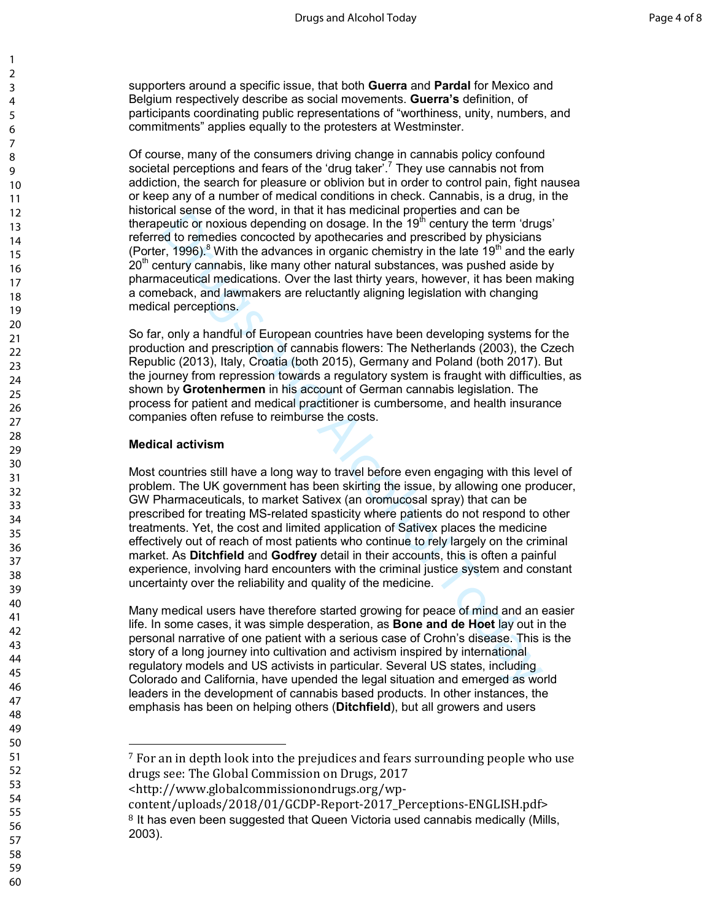supporters around a specific issue, that both **Guerra** and **Pardal** for Mexico and Belgium respectively describe as social movements. **Guerra's** definition, of participants coordinating public representations of "worthiness, unity, numbers, and commitments" applies equally to the protesters at Westminster.

Of course, many of the consumers driving change in cannabis policy confound societal perceptions and fears of the 'drug taker'.[7] They use cannabis not from addiction, the search for pleasure or oblivion but in order to control pain, fight nausea or keep any of a number of medical conditions in check. Cannabis, is a drug, in the historical sense of the word, in that it has medicinal properties and can be therapeutic or noxious depending on dosage. In the 19th century the term 'drugs' referred to remedies concocted by apothecaries and prescribed by physicians (Porter, 1996).[8] With the advances in organic chemistry in the late 19th and the early 20th century cannabis, like many other natural substances, was pushed aside by pharmaceutical medications. Over the last thirty years, however, it has been making a comeback, and lawmakers are reluctantly aligning legislation with changing medical perceptions.

So far, only a handful of European countries have been developing systems for the production and prescription of cannabis flowers: The Netherlands (2003), the Czech Republic (2013), Italy, Croatia (both 2015), Germany and Poland (both 2017). But the journey from repression towards a regulatory system is fraught with difficulties, as shown by **Grotenhermen** in his account of German cannabis legislation. The process for patient and medical practitioner is cumbersome, and health insurance companies often refuse to reimburse the costs.

**Medical activism**

Most countries still have a long way to travel before even engaging with this level of problem. The UK government has been skirting the issue, by allowing one producer, GW Pharmaceuticals, to market Sativex (an oromucosal spray) that can be prescribed for treating MS-related spasticity where patients do not respond to other treatments. Yet, the cost and limited application of Sativex places the medicine effectively out of reach of most patients who continue to rely largely on the criminal market. As **Ditchfield** and **Godfrey** detail in their accounts, this is often a painful experience, involving hard encounters with the criminal justice system and constant uncertainty over the reliability and quality of the medicine.

Many medical users have therefore started growing for peace of mind and an easier life. In some cases, it was simple desperation, as **Bone and de Hoet** lay out in the personal narrative of one patient with a serious case of Crohn's disease. This is the story of a long journey into cultivation and activism inspired by international regulatory models and US activists in particular. Several US states, including Colorado and California, have upended the legal situation and emerged as world leaders in the development of cannabis based products. In other instances, the emphasis has been on helping others (**Ditchfield**), but all growers and users

---

[7] For an in depth look into the prejudices and fears surrounding people who use drugs see: The Global Commission on Drugs, 2017 <http://www.globalcommissionondrugs.org/wp-content/uploads/2018/01/GCDP-Report-2017_Perceptions-ENGLISH.pdf>

[8] It has even been suggested that Queen Victoria used cannabis medically (Mills, 2003).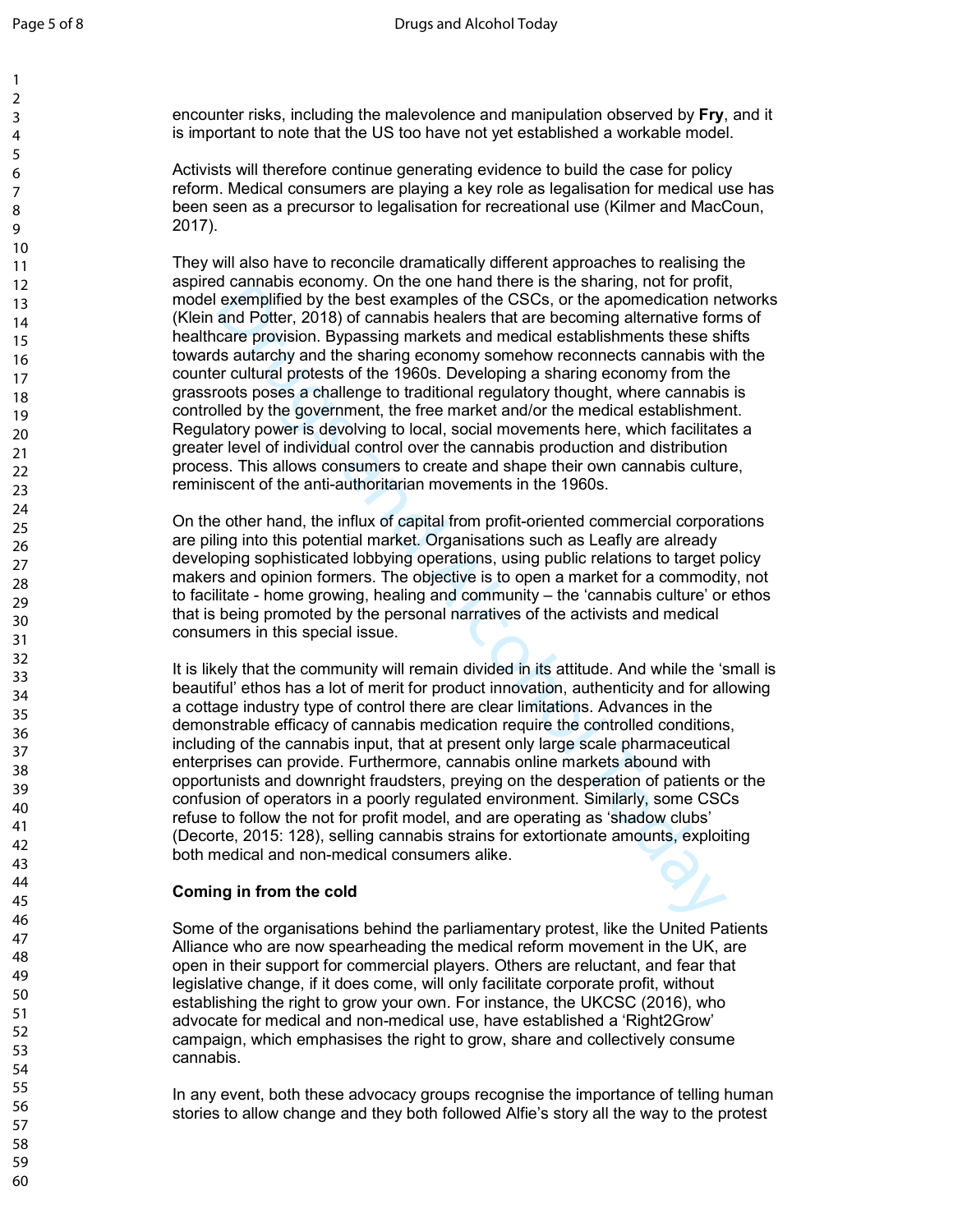encounter risks, including the malevolence and manipulation observed by **Fry**, and it is important to note that the US too have not yet established a workable model.

Activists will therefore continue generating evidence to build the case for policy reform. Medical consumers are playing a key role as legalisation for medical use has been seen as a precursor to legalisation for recreational use (Kilmer and MacCoun, 2017).

They will also have to reconcile dramatically different approaches to realising the aspired cannabis economy. On the one hand there is the sharing, not for profit, model exemplified by the best examples of the CSCs, or the apomedication networks (Klein and Potter, 2018) of cannabis healers that are becoming alternative forms of healthcare provision. Bypassing markets and medical establishments these shifts towards autarchy and the sharing economy somehow reconnects cannabis with the counter cultural protests of the 1960s. Developing a sharing economy from the grassroots poses a challenge to traditional regulatory thought, where cannabis is controlled by the government, the free market and/or the medical establishment. Regulatory power is devolving to local, social movements here, which facilitates a greater level of individual control over the cannabis production and distribution process. This allows consumers to create and shape their own cannabis culture, reminiscent of the anti-authoritarian movements in the 1960s.

On the other hand, the influx of capital from profit-oriented commercial corporations are piling into this potential market. Organisations such as Leafly are already developing sophisticated lobbying operations, using public relations to target policy makers and opinion formers. The objective is to open a market for a commodity, not to facilitate - home growing, healing and community – the 'cannabis culture' or ethos that is being promoted by the personal narratives of the activists and medical consumers in this special issue.

It is likely that the community will remain divided in its attitude. And while the 'small is beautiful' ethos has a lot of merit for product innovation, authenticity and for allowing a cottage industry type of control there are clear limitations. Advances in the demonstrable efficacy of cannabis medication require the controlled conditions, including of the cannabis input, that at present only large scale pharmaceutical enterprises can provide. Furthermore, cannabis online markets abound with opportunists and downright fraudsters, preying on the desperation of patients or the confusion of operators in a poorly regulated environment. Similarly, some CSCs refuse to follow the not for profit model, and are operating as 'shadow clubs' (Decorte, 2015: 128), selling cannabis strains for extortionate amounts, exploiting both medical and non-medical consumers alike.

**Coming in from the cold**

Some of the organisations behind the parliamentary protest, like the United Patients Alliance who are now spearheading the medical reform movement in the UK, are open in their support for commercial players. Others are reluctant, and fear that legislative change, if it does come, will only facilitate corporate profit, without establishing the right to grow your own. For instance, the UKCSC (2016), who advocate for medical and non-medical use, have established a 'Right2Grow' campaign, which emphasises the right to grow, share and collectively consume cannabis.

In any event, both these advocacy groups recognise the importance of telling human stories to allow change and they both followed Alfie's story all the way to the protest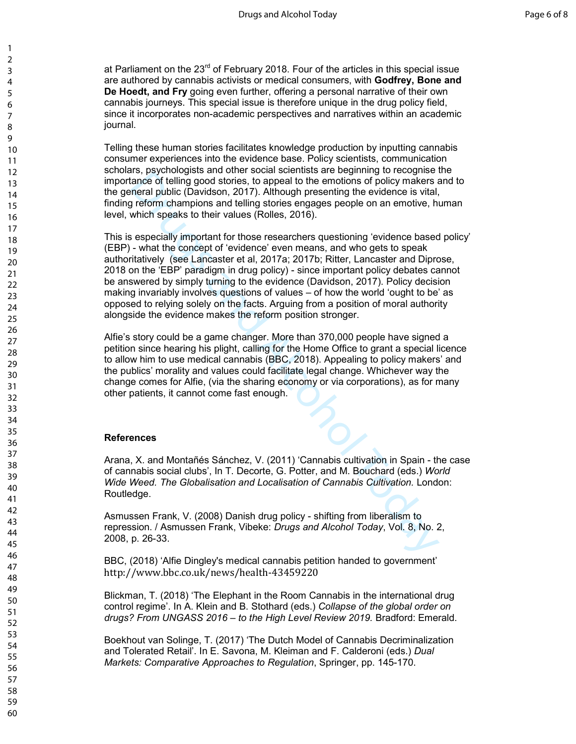at Parliament on the 23rd of February 2018. Four of the articles in this special issue are authored by cannabis activists or medical consumers, with **Godfrey, Bone and De Hoedt, and Fry** going even further, offering a personal narrative of their own cannabis journeys. This special issue is therefore unique in the drug policy field, since it incorporates non-academic perspectives and narratives within an academic journal.

Telling these human stories facilitates knowledge production by inputting cannabis consumer experiences into the evidence base. Policy scientists, communication scholars, psychologists and other social scientists are beginning to recognise the importance of telling good stories, to appeal to the emotions of policy makers and to the general public (Davidson, 2017). Although presenting the evidence is vital, finding reform champions and telling stories engages people on an emotive, human level, which speaks to their values (Rolles, 2016).

This is especially important for those researchers questioning 'evidence based policy' (EBP) - what the concept of 'evidence' even means, and who gets to speak authoritatively (see Lancaster et al, 2017a; 2017b; Ritter, Lancaster and Diprose, 2018 on the 'EBP' paradigm in drug policy) - since important policy debates cannot be answered by simply turning to the evidence (Davidson, 2017). Policy decision making invariably involves questions of values – of how the world 'ought to be' as opposed to relying solely on the facts. Arguing from a position of moral authority alongside the evidence makes the reform position stronger.

Alfie's story could be a game changer. More than 370,000 people have signed a petition since hearing his plight, calling for the Home Office to grant a special licence to allow him to use medical cannabis (BBC, 2018). Appealing to policy makers' and the publics' morality and values could facilitate legal change. Whichever way the change comes for Alfie, (via the sharing economy or via corporations), as for many other patients, it cannot come fast enough.

**References**

Arana, X. and Montañés Sánchez, V. (2011) 'Cannabis cultivation in Spain - the case of cannabis social clubs', In T. Decorte, G. Potter, and M. Bouchard (eds.) *World Wide Weed. The Globalisation and Localisation of Cannabis Cultivation.* London: Routledge.

Asmussen Frank, V. (2008) Danish drug policy - shifting from liberalism to repression. / Asmussen Frank, Vibeke: *Drugs and Alcohol Today*, Vol. 8, No. 2, 2008, p. 26-33.

BBC, (2018) 'Alfie Dingley's medical cannabis petition handed to government' http://www.bbc.co.uk/news/health-43459220

Blickman, T. (2018) 'The Elephant in the Room Cannabis in the international drug control regime'. In A. Klein and B. Stothard (eds.) *Collapse of the global order on drugs? From UNGASS 2016 – to the High Level Review 2019.* Bradford: Emerald.

Boekhout van Solinge, T. (2017) 'The Dutch Model of Cannabis Decriminalization and Tolerated Retail'. In E. Savona, M. Kleiman and F. Calderoni (eds.) *Dual Markets: Comparative Approaches to Regulation*, Springer, pp. 145-170.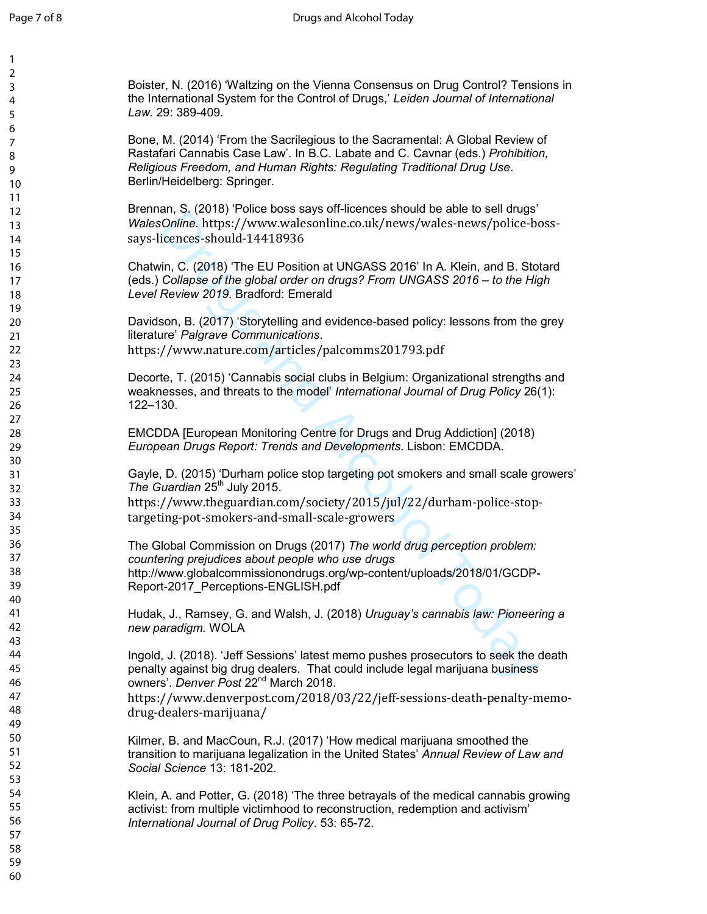Boister, N. (2016) 'Waltzing on the Vienna Consensus on Drug Control? Tensions in the International System for the Control of Drugs,' *Leiden Journal of International Law*. 29: 389-409.

Bone, M. (2014) 'From the Sacrilegious to the Sacramental: A Global Review of Rastafari Cannabis Case Law'. In B.C. Labate and C. Cavnar (eds.) *Prohibition, Religious Freedom, and Human Rights: Regulating Traditional Drug Use*. Berlin/Heidelberg: Springer.

Brennan, S. (2018) 'Police boss says off-licences should be able to sell drugs' *WalesOnline*. https://www.walesonline.co.uk/news/wales-news/police-boss-says-licences-should-14418936

Chatwin, C. (2018) 'The EU Position at UNGASS 2016' In A. Klein, and B. Stotard (eds.) *Collapse of the global order on drugs? From UNGASS 2016 – to the High Level Review 2019*. Bradford: Emerald

Davidson, B. (2017) 'Storytelling and evidence-based policy: lessons from the grey literature' *Palgrave Communications*. https://www.nature.com/articles/palcomms201793.pdf

Decorte, T. (2015) 'Cannabis social clubs in Belgium: Organizational strengths and weaknesses, and threats to the model' *International Journal of Drug Policy* 26(1): 122–130.

EMCDDA [European Monitoring Centre for Drugs and Drug Addiction] (2018) *European Drugs Report: Trends and Developments*. Lisbon: EMCDDA.

Gayle, D. (2015) 'Durham police stop targeting pot smokers and small scale growers' *The Guardian* 25th July 2015. https://www.theguardian.com/society/2015/jul/22/durham-police-stop-targeting-pot-smokers-and-small-scale-growers

The Global Commission on Drugs (2017) *The world drug perception problem: countering prejudices about people who use drugs* http://www.globalcommissionondrugs.org/wp-content/uploads/2018/01/GCDP-Report-2017_Perceptions-ENGLISH.pdf

Hudak, J., Ramsey, G. and Walsh, J. (2018) *Uruguay's cannabis law: Pioneering a new paradigm.* WOLA

Ingold, J. (2018). 'Jeff Sessions' latest memo pushes prosecutors to seek the death penalty against big drug dealers. That could include legal marijuana business owners'. *Denver Post* 22nd March 2018. https://www.denverpost.com/2018/03/22/jeff-sessions-death-penalty-memo-drug-dealers-marijuana/

Kilmer, B. and MacCoun, R.J. (2017) 'How medical marijuana smoothed the transition to marijuana legalization in the United States' *Annual Review of Law and Social Science* 13: 181-202.

Klein, A. and Potter, G. (2018) 'The three betrayals of the medical cannabis growing activist: from multiple victimhood to reconstruction, redemption and activism' *International Journal of Drug Policy*. 53: 65-72.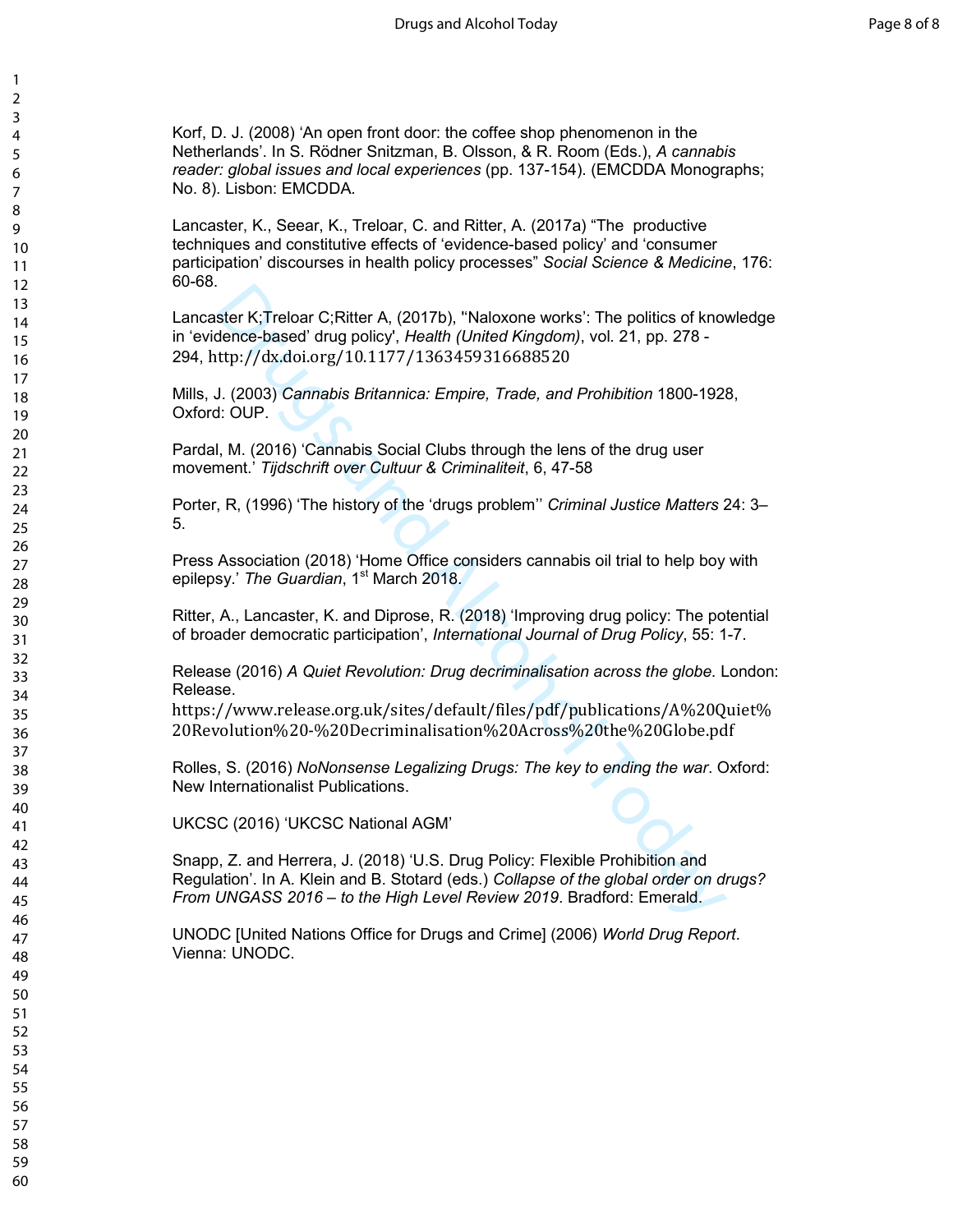Korf, D. J. (2008) ‘An open front door: the coffee shop phenomenon in the Netherlands’. In S. Rödner Snitzman, B. Olsson, & R. Room (Eds.), *A cannabis reader: global issues and local experiences* (pp. 137-154). (EMCDDA Monographs; No. 8). Lisbon: EMCDDA.

Lancaster, K., Seear, K., Treloar, C. and Ritter, A. (2017a) “The productive techniques and constitutive effects of ‘evidence-based policy’ and ‘consumer participation’ discourses in health policy processes” *Social Science & Medicine*, 176: 60-68.

Lancaster K;Treloar C;Ritter A, (2017b), ''Naloxone works': The politics of knowledge in ‘evidence-based’ drug policy', *Health (United Kingdom)*, vol. 21, pp. 278 - 294, http://dx.doi.org/10.1177/1363459316688520

Mills, J. (2003) *Cannabis Britannica: Empire, Trade, and Prohibition* 1800-1928, Oxford: OUP.

Pardal, M. (2016) ‘Cannabis Social Clubs through the lens of the drug user movement.’ *Tijdschrift over Cultuur & Criminaliteit*, 6, 47-58

Porter, R, (1996) ‘The history of the ‘drugs problem’’ *Criminal Justice Matters* 24: 3–5.

Press Association (2018) ‘Home Office considers cannabis oil trial to help boy with epilepsy.’ *The Guardian*, 1st March 2018.

Ritter, A., Lancaster, K. and Diprose, R. (2018) ‘Improving drug policy: The potential of broader democratic participation’, *International Journal of Drug Policy*, 55: 1-7.

Release (2016) *A Quiet Revolution: Drug decriminalisation across the globe.* London: Release. https://www.release.org.uk/sites/default/files/pdf/publications/A%20Quiet%20Revolution%20-%20Decriminalisation%20Across%20the%20Globe.pdf

Rolles, S. (2016) *NoNonsense Legalizing Drugs: The key to ending the war*. Oxford: New Internationalist Publications.

UKCSC (2016) ‘UKCSC National AGM’

Snapp, Z. and Herrera, J. (2018) ‘U.S. Drug Policy: Flexible Prohibition and Regulation’. In A. Klein and B. Stotard (eds.) *Collapse of the global order on drugs? From UNGASS 2016 – to the High Level Review 2019*. Bradford: Emerald.

UNODC [United Nations Office for Drugs and Crime] (2006) *World Drug Report*. Vienna: UNODC.